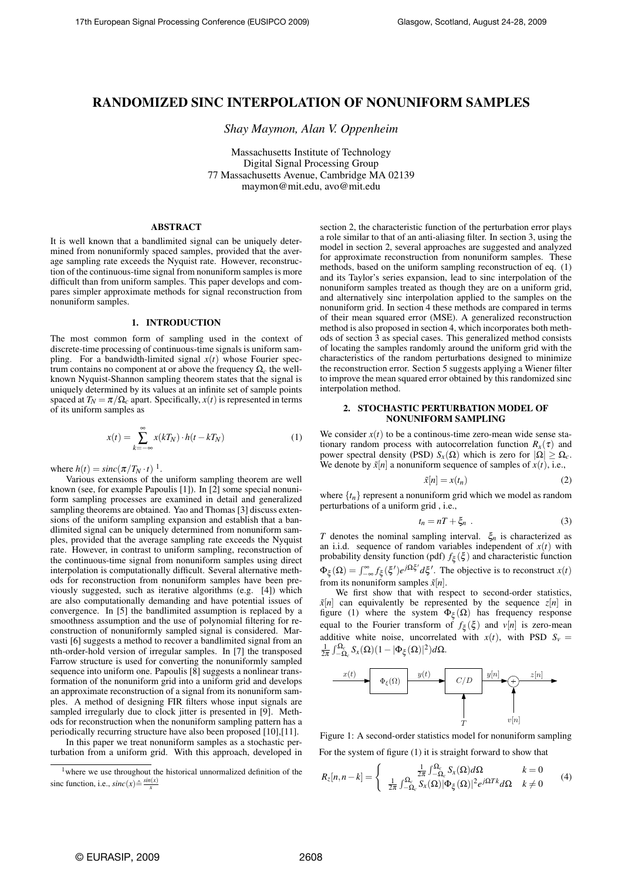# RANDOMIZED SINC INTERPOLATION OF NONUNIFORM SAMPLES

*Shay Maymon, Alan V. Oppenheim*

Massachusetts Institute of Technology
Digital Signal Processing Group
77 Massachusetts Avenue, Cambridge MA 02139
maymon@mit.edu, avo@mit.edu

## ABSTRACT

It is well known that a bandlimited signal can be uniquely determined from nonuniformly spaced samples, provided that the average sampling rate exceeds the Nyquist rate. However, reconstruction of the continuous-time signal from nonuniform samples is more difficult than from uniform samples. This paper develops and compares simpler approximate methods for signal reconstruction from nonuniform samples.

## 1. INTRODUCTION

The most common form of sampling used in the context of discrete-time processing of continuous-time signals is uniform sampling. For a bandwidth-limited signal $x(t)$ whose Fourier spectrum contains no component at or above the frequency $\Omega_c$ the well-known Nyquist-Shannon sampling theorem states that the signal is uniquely determined by its values at an infinite set of sample points spaced at $T_N = \pi/\Omega_c$ apart. Specifically, $x(t)$ is represented in terms of its uniform samples as

$$x(t) = \sum_{k=-\infty}^{\infty} x(kT_N) \cdot h(t - kT_N) \tag{1}$$

where $h(t) = sinc(\pi/T_N \cdot t)$ [1].

Various extensions of the uniform sampling theorem are well known (see, for example Papoulis [1]). In [2] some special nonuniform sampling processes are examined in detail and generalized sampling theorems are obtained. Yao and Thomas [3] discuss extensions of the uniform sampling expansion and establish that a bandlimited signal can be uniquely determined from nonuniform samples, provided that the average sampling rate exceeds the Nyquist rate. However, in contrast to uniform sampling, reconstruction of the continuous-time signal from nonuniform samples using direct interpolation is computationally difficult. Several alternative methods for reconstruction from nonuniform samples have been previously suggested, such as iterative algorithms (e.g. [4]) which are also computationally demanding and have potential issues of convergence. In [5] the bandlimited assumption is replaced by a smoothness assumption and the use of polynomial filtering for reconstruction of nonuniformly sampled signal is considered. Marvasti [6] suggests a method to recover a bandlimited signal from an nth-order-hold version of irregular samples. In [7] the transposed Farrow structure is used for converting the nonuniformly sampled sequence into uniform one. Papoulis [8] suggests a nonlinear transformation of the nonuniform grid into a uniform grid and develops an approximate reconstruction of a signal from its nonuniform samples. A method of designing FIR filters whose input signals are sampled irregularly due to clock jitter is presented in [9]. Methods for reconstruction when the nonuniform sampling pattern has a periodically recurring structure have also been proposed [10],[11].

In this paper we treat nonuniform samples as a stochastic perturbation from a uniform grid. With this approach, developed in section 2, the characteristic function of the perturbation error plays a role similar to that of an anti-aliasing filter. In section 3, using the model in section 2, several approaches are suggested and analyzed for approximate reconstruction from nonuniform samples. These methods, based on the uniform sampling reconstruction of eq. (1) and its Taylor's series expansion, lead to sinc interpolation of the nonuniform samples treated as though they are on a uniform grid, and alternatively sinc interpolation applied to the samples on the nonuniform grid. In section 4 these methods are compared in terms of their mean squared error (MSE). A generalized reconstruction method is also proposed in section 4, which incorporates both methods of section 3 as special cases. This generalized method consists of locating the samples randomly around the uniform grid with the characteristics of the random perturbations designed to minimize the reconstruction error. Section 5 suggests applying a Wiener filter to improve the mean squared error obtained by this randomized sinc interpolation method.

[1] where we use throughout the historical unnormalized definition of the sinc function, i.e., $sinc(x) \triangleq \frac{sin(x)}{x}$

## 2. STOCHASTIC PERTURBATION MODEL OF NONUNIFORM SAMPLING

We consider $x(t)$ to be a continous-time zero-mean wide sense stationary random process with autocorrelation function $R_x(\tau)$ and power spectral density (PSD) $S_x(\Omega)$ which is zero for $|\Omega| \geq \Omega_c$. We denote by $\tilde{x}[n]$ a nonuniform sequence of samples of $x(t)$, i.e.,

$$\tilde{x}[n] = x(t_n) \tag{2}$$

where $\{t_n\}$ represent a nonuniform grid which we model as random perturbations of a uniform grid , i.e.,

$$t_n = nT + \xi_n \ . \tag{3}$$

$T$ denotes the nominal sampling interval. $\xi_n$ is characterized as an i.i.d. sequence of random variables independent of $x(t)$ with probability density function (pdf) $f_\xi(\xi)$ and characteristic function $\Phi_\xi(\Omega) = \int_{-\infty}^{\infty} f_\xi(\xi') e^{j\Omega\xi'} d\xi'$. The objective is to reconstruct $x(t)$ from its nonuniform samples $\tilde{x}[n]$.

We first show that with respect to second-order statistics, $\tilde{x}[n]$ can equivalently be represented by the sequence $z[n]$ in figure (1) where the system $\Phi_\xi(\Omega)$ has frequency response equal to the Fourier transform of $f_\xi(\xi)$ and $v[n]$ is zero-mean additive white noise, uncorrelated with $x(t)$, with PSD $S_v = \frac{1}{2\pi}\int_{-\Omega_c}^{\Omega_c} S_x(\Omega)(1 - |\Phi_\xi(\Omega)|^2) d\Omega$.

Figure 1: A second-order statistics model for nonuniform sampling

For the system of figure (1) it is straight forward to show that

$$R_z[n, n-k] = \begin{cases} \frac{1}{2\pi}\int_{-\Omega_c}^{\Omega_c} S_x(\Omega) d\Omega & k = 0 \\ \frac{1}{2\pi}\int_{-\Omega_c}^{\Omega_c} S_x(\Omega)|\Phi_\xi(\Omega)|^2 e^{j\Omega T k} d\Omega & k \neq 0 \end{cases} \tag{4}$$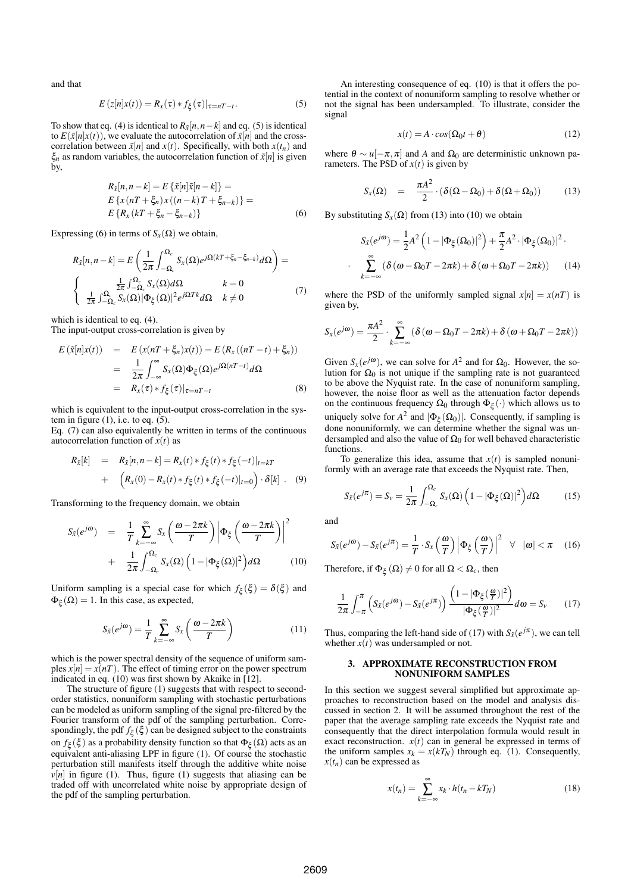and that

$$E\left(z[n]x(t)\right) = R_x(\tau) * f_\xi(\tau)|_{\tau=nT-t}. \tag{5}$$

To show that eq. (4) is identical to $R_{\bar{x}}[n, n-k]$ and eq. (5) is identical to $E(\bar{x}[n]x(t))$, we evaluate the autocorrelation of $\bar{x}[n]$ and the cross-correlation between $\bar{x}[n]$ and $x(t)$. Specifically, with both $x(t_n)$ and $\xi_n$ as random variables, the autocorrelation function of $\bar{x}[n]$ is given by,

$$\begin{aligned}
&R_{\bar{x}}[n,n-k] = E\left\{\bar{x}[n]\bar{x}[n-k]\right\} = \\
&E\left\{x(nT+\xi_n)x((n-k)T+\xi_{n-k})\right\} = \\
&E\left\{R_x(kT+\xi_n-\xi_{n-k})\right\}
\end{aligned} \tag{6}$$

Expressing (6) in terms of $S_x(\Omega)$ we obtain,

$$R_{\bar{x}}[n,n-k] = E\left(\frac{1}{2\pi}\int_{-\Omega_c}^{\Omega_c} S_x(\Omega) e^{j\Omega(kT+\xi_n-\xi_{n-k})} d\Omega\right) =$$

$$\begin{cases} \frac{1}{2\pi}\int_{-\Omega_c}^{\Omega_c} S_x(\Omega) d\Omega & k=0 \\ \frac{1}{2\pi}\int_{-\Omega_c}^{\Omega_c} S_x(\Omega)|\Phi_\xi(\Omega)|^2 e^{j\Omega T k} d\Omega & k \neq 0 \end{cases} \tag{7}$$

which is identical to eq. (4).
The input-output cross-correlation is given by

$$\begin{aligned}
E\left(\bar{x}[n]x(t)\right) &= E\left(x(nT+\xi_n)x(t)\right) = E\left(R_x((nT-t)+\xi_n)\right) \\
&= \frac{1}{2\pi}\int_{-\infty}^{\infty} S_x(\Omega)\Phi_\xi(\Omega) e^{j\Omega(nT-t)} d\Omega \\
&= R_x(\tau) * f_\xi(\tau)|_{\tau=nT-t}
\end{aligned} \tag{8}$$

which is equivalent to the input-output cross-correlation in the system in figure (1), i.e. to eq. (5).
Eq. (7) can also equivalently be written in terms of the continuous autocorrelation function of $x(t)$ as

$$\begin{aligned}
R_{\bar{x}}[k] &= R_{\bar{x}}[n,n-k] = R_x(t) * f_\xi(t) * f_\xi(-t)|_{t=kT} \\
&+ \left(R_x(0) - R_x(t) * f_\xi(t) * f_\xi(-t)|_{t=0}\right) \cdot \delta[k]\ .
\end{aligned} \tag{9}$$

Transforming to the frequency domain, we obtain

$$\begin{aligned}
S_{\bar{x}}(e^{j\omega}) &= \frac{1}{T}\sum_{k=-\infty}^{\infty} S_x\left(\frac{\omega-2\pi k}{T}\right)\left|\Phi_\xi\left(\frac{\omega-2\pi k}{T}\right)\right|^2 \\
&+ \frac{1}{2\pi}\int_{-\Omega_c}^{\Omega_c} S_x(\Omega)\left(1-|\Phi_\xi(\Omega)|^2\right) d\Omega
\end{aligned} \tag{10}$$

Uniform sampling is a special case for which $f_\xi(\xi) = \delta(\xi)$ and $\Phi_\xi(\Omega) = 1$. In this case, as expected,

$$S_{\bar{x}}(e^{j\omega}) = \frac{1}{T}\sum_{k=-\infty}^{\infty} S_x\left(\frac{\omega-2\pi k}{T}\right) \tag{11}$$

which is the power spectral density of the sequence of uniform samples $x[n] = x(nT)$. The effect of timing error on the power spectrum indicated in eq. (10) was first shown by Akaike in [12].

The structure of figure (1) suggests that with respect to second-order statistics, nonuniform sampling with stochastic perturbations can be modeled as uniform sampling of the signal pre-filtered by the Fourier transform of the pdf of the sampling perturbation. Correspondingly, the pdf $f_\xi(\xi)$ can be designed subject to the constraints on $f_\xi(\xi)$ as a probability density function so that $\Phi_\xi(\Omega)$ acts as an equivalent anti-aliasing LPF in figure (1). Of course the stochastic perturbation still manifests itself through the additive white noise $v[n]$ in figure (1). Thus, figure (1) suggests that aliasing can be traded off with uncorrelated white noise by appropriate design of the pdf of the sampling perturbation.

An interesting consequence of eq. (10) is that it offers the potential in the context of nonuniform sampling to resolve whether or not the signal has been undersampled. To illustrate, consider the signal

$$x(t) = A \cdot cos(\Omega_0 t + \theta) \tag{12}$$

where $\theta \sim u[-\pi, \pi]$ and $A$ and $\Omega_0$ are deterministic unknown parameters. The PSD of $x(t)$ is given by

$$S_x(\Omega) = \frac{\pi A^2}{2} \cdot \left(\delta(\Omega - \Omega_0) + \delta(\Omega + \Omega_0)\right) \tag{13}$$

By substituting $S_x(\Omega)$ from (13) into (10) we obtain

$$\begin{aligned}
S_{\bar{x}}(e^{j\omega}) &= \frac{1}{2}A^2\left(1-|\Phi_\xi(\Omega_0)|^2\right) + \frac{\pi}{2}A^2 \cdot |\Phi_\xi(\Omega_0)|^2 \cdot \\
&\cdot \sum_{k=-\infty}^{\infty}\left(\delta\left(\omega-\Omega_0 T-2\pi k\right) + \delta\left(\omega+\Omega_0 T-2\pi k\right)\right)
\end{aligned} \tag{14}$$

where the PSD of the uniformly sampled signal $x[n] = x(nT)$ is given by,

$$S_x(e^{j\omega}) = \frac{\pi A^2}{2} \cdot \sum_{k=-\infty}^{\infty}\left(\delta\left(\omega-\Omega_0 T-2\pi k\right) + \delta\left(\omega+\Omega_0 T-2\pi k\right)\right)$$

Given $S_x(e^{j\omega})$, we can solve for $A^2$ and for $\Omega_0$. However, the solution for $\Omega_0$ is not unique if the sampling rate is not guaranteed to be above the Nyquist rate. In the case of nonuniform sampling, however, the noise floor as well as the attenuation factor depends on the continuous frequency $\Omega_0$ through $\Phi_\xi(\cdot)$ which allows us to uniquely solve for $A^2$ and $|\Phi_\xi(\Omega_0)|$. Consequently, if sampling is done nonuniformly, we can determine whether the signal was undersampled and also the value of $\Omega_0$ for well behaved characteristic functions.

To generalize this idea, assume that $x(t)$ is sampled nonuniformly with an average rate that exceeds the Nyquist rate. Then,

$$S_{\bar{x}}(e^{j\pi}) = S_v = \frac{1}{2\pi}\int_{-\Omega_c}^{\Omega_c} S_x(\Omega)\left(1-|\Phi_\xi(\Omega)|^2\right) d\Omega \tag{15}$$

and

$$S_{\bar{x}}(e^{j\omega}) - S_{\bar{x}}(e^{j\pi}) = \frac{1}{T} \cdot S_x\left(\frac{\omega}{T}\right)\left|\Phi_\xi\left(\frac{\omega}{T}\right)\right|^2 \quad \forall \quad |\omega| < \pi \tag{16}$$

Therefore, if $\Phi_\xi(\Omega) \neq 0$ for all $\Omega < \Omega_c$, then

$$\frac{1}{2\pi}\int_{-\pi}^{\pi}\left(S_{\bar{x}}(e^{j\omega}) - S_{\bar{x}}(e^{j\pi})\right)\frac{\left(1-|\Phi_\xi(\frac{\omega}{T})|^2\right)}{|\Phi_\xi(\frac{\omega}{T})|^2} d\omega = S_v \tag{17}$$

Thus, comparing the left-hand side of (17) with $S_{\bar{x}}(e^{j\pi})$, we can tell whether $x(t)$ was undersampled or not.

## 3. APPROXIMATE RECONSTRUCTION FROM NONUNIFORM SAMPLES

In this section we suggest several simplified but approximate approaches to reconstruction based on the model and analysis discussed in section 2. It will be assumed throughout the rest of the paper that the average sampling rate exceeds the Nyquist rate and consequently that the direct interpolation formula would result in exact reconstruction. $x(t)$ can in general be expressed in terms of the uniform samples $x_k = x(kT_N)$ through eq. (1). Consequently, $x(t_n)$ can be expressed as

$$x(t_n) = \sum_{k=-\infty}^{\infty} x_k \cdot h(t_n - kT_N) \tag{18}$$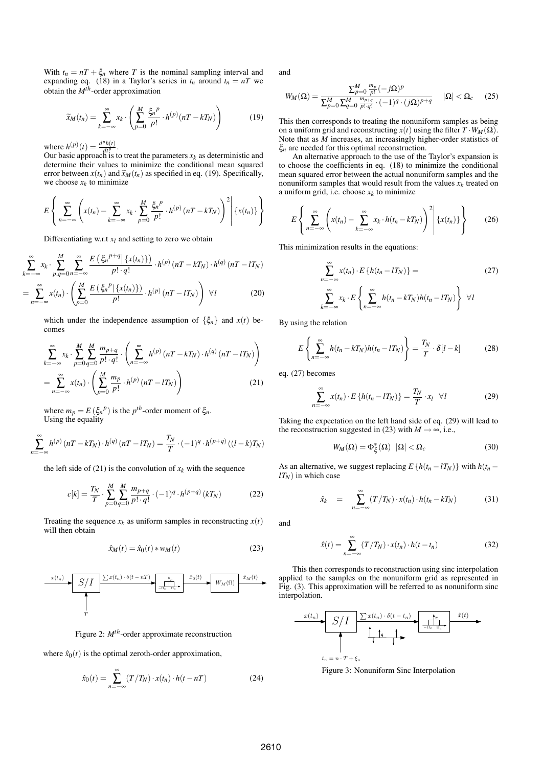With $t_n = nT + \xi_n$ where $T$ is the nominal sampling interval and expanding eq. (18) in a Taylor's series in $t_n$ around $t_n = nT$ we obtain the $M^{th}$-order approximation

$$\widetilde{x}_M(t_n) = \sum_{k=-\infty}^{\infty} x_k \cdot \left( \sum_{p=0}^{M} \frac{{\xi_n}^p}{p!} \cdot h^{(p)}(nT - kT_N) \right) \tag{19}$$

where $h^{(p)}(t) = \frac{d^p h(t)}{dt^p}$.

Our basic approach is to treat the parameters $x_k$ as deterministic and determine their values to minimize the conditional mean squared error between $x(t_n)$ and $\widetilde{x}_M(t_n)$ as specified in eq. (19). Specifically, we choose $x_k$ to minimize

$$E\left\{ \sum_{n=-\infty}^{\infty} \left( x(t_n) - \sum_{k=-\infty}^{\infty} x_k \cdot \sum_{p=0}^{M} \frac{{\xi_n}^p}{p!} \cdot h^{(p)}(nT - kT_N) \right)^2 \middle| \{x(t_n)\} \right\}$$

Differentiating w.r.t $x_l$ and setting to zero we obtain

$$\sum_{k=-\infty}^{\infty} x_k \cdot \sum_{p,q=0}^{M} \sum_{n=-\infty}^{\infty} \frac{E\left( {\xi_n}^{p+q} \middle| \{x(t_n)\} \right)}{p! \cdot q!} \cdot h^{(p)}(nT - kT_N) \cdot h^{(q)}(nT - lT_N)$$
$$= \sum_{n=-\infty}^{\infty} x(t_n) \cdot \left( \sum_{p=0}^{M} \frac{E\left( {\xi_n}^p \middle| \{x(t_n)\} \right)}{p!} \cdot h^{(p)}(nT - lT_N) \right) \ \forall l \tag{20}$$

which under the independence assumption of $\{\xi_n\}$ and $x(t)$ becomes

$$\sum_{k=-\infty}^{\infty} x_k \cdot \sum_{p=0}^{M} \sum_{q=0}^{M} \frac{m_{p+q}}{p! \cdot q!} \cdot \left( \sum_{n=-\infty}^{\infty} h^{(p)}(nT - kT_N) \cdot h^{(q)}(nT - lT_N) \right)$$
$$= \sum_{n=-\infty}^{\infty} x(t_n) \cdot \left( \sum_{p=0}^{M} \frac{m_p}{p!} \cdot h^{(p)}(nT - lT_N) \right) \tag{21}$$

where $m_p = E\left({\xi_n}^p\right)$ is the $p^{th}$-order moment of $\xi_n$.

Using the equality

$$\sum_{n=-\infty}^{\infty} h^{(p)}(nT - kT_N) \cdot h^{(q)}(nT - lT_N) = \frac{T_N}{T} \cdot (-1)^q \cdot h^{(p+q)}((l-k)T_N)$$

the left side of (21) is the convolution of $x_k$ with the sequence

$$c[k] = \frac{T_N}{T} \cdot \sum_{p=0}^{M} \sum_{q=0}^{M} \frac{m_{p+q}}{p! \cdot q!} \cdot (-1)^q \cdot h^{(p+q)}(kT_N) \tag{22}$$

Treating the sequence $x_k$ as uniform samples in reconstructing $x(t)$ will then obtain

$$\hat{x}_M(t) = \hat{x}_0(t) * w_M(t) \tag{23}$$

Figure 2: $M^{th}$-order approximate reconstruction

where $\hat{x}_0(t)$ is the optimal zeroth-order approximation,

$$\hat{x}_0(t) = \sum_{n=-\infty}^{\infty} (T/T_N) \cdot x(t_n) \cdot h(t - nT) \tag{24}$$

and

$$W_M(\Omega) = \frac{\sum_{p=0}^{M} \frac{m_p}{p!} (-j\Omega)^p}{\sum_{p=0}^{M} \sum_{q=0}^{M} \frac{m_{p+q}}{p! \cdot q!} \cdot (-1)^q \cdot (j\Omega)^{p+q}} \quad |\Omega| < \Omega_c \tag{25}$$

This then corresponds to treating the nonuniform samples as being on a uniform grid and reconstructing $x(t)$ using the filter $T \cdot W_M(\Omega)$. Note that as $M$ increases, an increasingly higher-order statistics of $\xi_n$ are needed for this optimal reconstruction.

An alternative approach to the use of the Taylor's expansion is to choose the coefficients in eq. (18) to minimize the conditional mean squared error between the actual nonuniform samples and the nonuniform samples that would result from the values $x_k$ treated on a uniform grid, i.e. choose $x_k$ to minimize

$$E\left\{ \sum_{n=-\infty}^{\infty} \left( x(t_n) - \sum_{k=-\infty}^{\infty} x_k \cdot h(t_n - kT_N) \right)^2 \middle| \{x(t_n)\} \right\} \tag{26}$$

This minimization results in the equations:

$$\sum_{n=-\infty}^{\infty} x(t_n) \cdot E\{h(t_n - lT_N)\} = \tag{27}$$
$$\sum_{k=-\infty}^{\infty} x_k \cdot E\left\{ \sum_{n=-\infty}^{\infty} h(t_n - kT_N) h(t_n - lT_N) \right\} \ \forall l$$

By using the relation

$$E\left\{ \sum_{n=-\infty}^{\infty} h(t_n - kT_N) h(t_n - lT_N) \right\} = \frac{T_N}{T} \cdot \delta[l-k] \tag{28}$$

eq. (27) becomes

$$\sum_{n=-\infty}^{\infty} x(t_n) \cdot E\{h(t_n - lT_N)\} = \frac{T_N}{T} \cdot x_l \ \ \forall l \tag{29}$$

Taking the expectation on the left hand side of eq. (29) will lead to the reconstruction suggested in (23) with $M \to \infty$, i.e.,

$$W_M(\Omega) = \Phi_\xi^*(\Omega) \ \ |\Omega| < \Omega_c \tag{30}$$

As an alternative, we suggest replacing $E\{h(t_n - lT_N)\}$ with $h(t_n - lT_N)$ in which case

$$\hat{x}_k = \sum_{n=-\infty}^{\infty} (T/T_N) \cdot x(t_n) \cdot h(t_n - kT_N) \tag{31}$$

and

$$\hat{x}(t) = \sum_{n=-\infty}^{\infty} (T/T_N) \cdot x(t_n) \cdot h(t - t_n) \tag{32}$$

This then corresponds to reconstruction using sinc interpolation applied to the samples on the nonuniform grid as represented in Fig. (3). This approximation will be referred to as nonuniform sinc interpolation.

Figure 3: Nonuniform Sinc Interpolation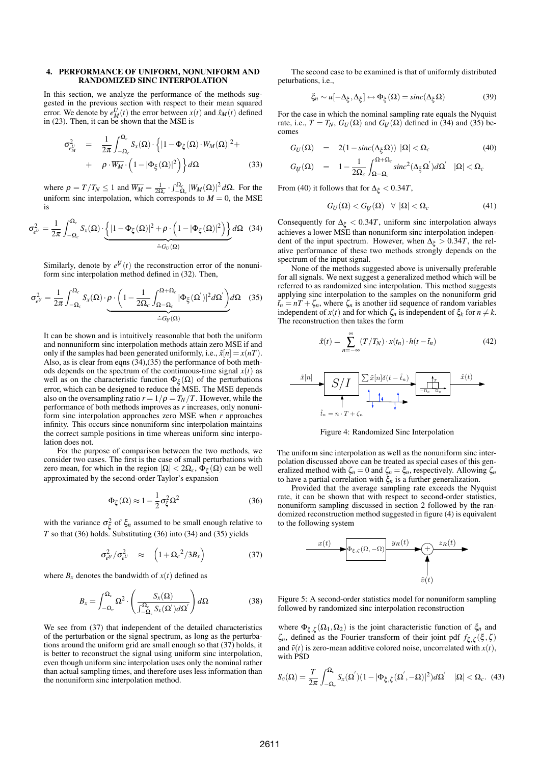## 4. PERFORMANCE OF UNIFORM, NONUNIFORM AND RANDOMIZED SINC INTERPOLATION

In this section, we analyze the performance of the methods suggested in the previous section with respect to their mean squared error. We denote by $e_M^U(t)$ the error between $x(t)$ and $\hat{x}_M(t)$ defined in (23). Then, it can be shown that the MSE is

$$\sigma^2_{e^U_M} = \frac{1}{2\pi}\int_{-\Omega_c}^{\Omega_c} S_x(\Omega)\cdot\Big\{|1-\Phi_\xi(\Omega)\cdot W_M(\Omega)|^2 + \rho\cdot\overline{W_M}\cdot\Big(1-|\Phi_\xi(\Omega)|^2\Big)\Big\}d\Omega \quad (33)$$

where $\rho = T/T_N \leq 1$ and $\overline{W_M} = \frac{1}{2\Omega_c}\cdot\int_{-\Omega_c}^{\Omega_c}|W_M(\Omega)|^2 d\Omega$. For the uniform sinc interpolation, which corresponds to $M=0$, the MSE is

$$\sigma^2_{e^U} = \frac{1}{2\pi}\int_{-\Omega_c}^{\Omega_c} S_x(\Omega)\cdot\underbrace{\Big\{|1-\Phi_\xi(\Omega)|^2+\rho\cdot\Big(1-|\Phi_\xi(\Omega)|^2\Big)\Big\}}_{\triangleq G_U(\Omega)}d\Omega \quad (34)$$

Similarly, denote by $e^{\cancel{U}}(t)$ the reconstruction error of the nonuniform sinc interpolation method defined in (32). Then,

$$\sigma^2_{e^{\cancel{U}}} = \frac{1}{2\pi}\int_{-\Omega_c}^{\Omega_c} S_x(\Omega)\cdot\underbrace{\rho\cdot\Big(1-\frac{1}{2\Omega_c}\int_{\Omega-\Omega_c}^{\Omega+\Omega_c}|\Phi_\xi(\Omega')|^2 d\Omega'\Big)}_{\triangleq G_{\cancel{U}}(\Omega)}d\Omega \quad (35)$$

It can be shown and is intuitively reasonable that both the uniform and nonnuniform sinc interpolation methods attain zero MSE if and only if the samples had been generated uniformly, i.e., $\tilde{x}[n] = x(nT)$. Also, as is clear from eqns (34),(35) the performance of both methods depends on the spectrum of the continuous-time signal $x(t)$ as well as on the characteristic function $\Phi_\xi(\Omega)$ of the perturbations error, which can be designed to reduce the MSE. The MSE depends also on the oversampling ratio $r = 1/\rho = T_N/T$. However, while the performance of both methods improves as $r$ increases, only nonuniform sinc interpolation approaches zero MSE when $r$ approaches infinity. This occurs since nonuniform sinc interpolation maintains the correct sample positions in time whereas uniform sinc interpolation does not.

For the purpose of comparison between the two methods, we consider two cases. The first is the case of small perturbations with zero mean, for which in the region $|\Omega| < 2\Omega_c$, $\Phi_\xi(\Omega)$ can be well approximated by the second-order Taylor's expansion

$$\Phi_\xi(\Omega) \approx 1 - \frac{1}{2}\sigma_\xi^2\Omega^2 \quad (36)$$

with the variance $\sigma_\xi^2$ of $\xi_n$ assumed to be small enough relative to $T$ so that (36) holds. Substituting (36) into (34) and (35) yields

$$\sigma^2_{e^{\cancel{U}}}/\sigma^2_{e^U} \approx \Big(1+{\Omega_c}^2/3B_x\Big) \quad (37)$$

where $B_x$ denotes the bandwidth of $x(t)$ defined as

$$B_x = \int_{-\Omega_c}^{\Omega_c}\Omega^2\cdot\left(\frac{S_x(\Omega)}{\int_{-\Omega_c}^{\Omega_c}S_x(\Omega')d\Omega'}\right)d\Omega \quad (38)$$

We see from (37) that independent of the detailed characteristics of the perturbation or the signal spectrum, as long as the perturbations around the uniform grid are small enough so that (37) holds, it is better to reconstruct the signal using uniform sinc interpolation, even though uniform sinc interpolation uses only the nominal rather than actual sampling times, and therefore uses less information than the nonuniform sinc interpolation method.

The second case to be examined is that of uniformly distributed peturbations, i.e.,

$$\xi_n \sim u[-\Delta_\xi, \Delta_\xi] \leftrightarrow \Phi_\xi(\Omega) = sinc(\Delta_\xi\Omega) \quad (39)$$

For the case in which the nominal sampling rate equals the Nyquist rate, i.e., $T = T_N$, $G_U(\Omega)$ and $G_{\cancel{U}}(\Omega)$ defined in (34) and (35) becomes

$$G_U(\Omega) = 2(1-sinc(\Delta_\xi\Omega)) \quad |\Omega| < \Omega_c \quad (40)$$

$$G_{\cancel{U}}(\Omega) = 1-\frac{1}{2\Omega_c}\int_{\Omega-\Omega_c}^{\Omega+\Omega_c} sinc^2(\Delta_\xi\Omega')d\Omega' \quad |\Omega| < \Omega_c$$

From (40) it follows that for $\Delta_\xi < 0.34T$,

$$G_U(\Omega) < G_{\cancel{U}}(\Omega) \quad \forall\ |\Omega| < \Omega_c \quad (41)$$

Consequently for $\Delta_\xi < 0.34T$, uniform sinc interpolation always achieves a lower MSE than nonuniform sinc interpolation independent of the input spectrum. However, when $\Delta_\xi > 0.34T$, the relative performance of these two methods strongly depends on the spectrum of the input signal.

None of the methods suggested above is universally preferable for all signals. We next suggest a generalized method which will be referred to as randomized sinc interpolation. This method suggests applying sinc interpolation to the samples on the nonuniform grid $\tilde{t}_n = nT + \zeta_n$, where $\zeta_n$ is another iid sequence of random variables independent of $x(t)$ and for which $\zeta_n$ is independent of $\xi_k$ for $n \neq k$. The reconstruction then takes the form

$$\hat{x}(t) = \sum_{n=-\infty}^{\infty}(T/T_N)\cdot x(t_n)\cdot h(t-\tilde{t}_n) \quad (42)$$

Figure 4: Randomized Sinc Interpolation

The uniform sinc interpolation as well as the nonuniform sinc interpolation discussed above can be treated as special cases of this generalized method with $\zeta_n = 0$ and $\zeta_n = \xi_n$, respectively. Allowing $\zeta_n$ to have a partial correlation with $\xi_n$ is a further generalization.

Provided that the average sampling rate exceeds the Nyquist rate, it can be shown that with respect to second-order statistics, nonuniform sampling discussed in section 2 followed by the randomized reconstruction method suggested in figure (4) is equivalent to the following system

Figure 5: A second-order statistics model for nonuniform sampling followed by randomized sinc interpolation reconstruction

where $\Phi_{\xi,\zeta}(\Omega_1,\Omega_2)$ is the joint characteristic function of $\xi_n$ and $\zeta_n$, defined as the Fourier transform of their joint pdf $f_{\xi,\zeta}(\xi,\zeta)$ and $\tilde{v}(t)$ is zero-mean additive colored noise, uncorrelated with $x(t)$, with PSD

$$S_{\tilde{v}}(\Omega) = \frac{T}{2\pi}\int_{-\Omega_c}^{\Omega_c} S_x(\Omega')(1-|\Phi_{\xi,\zeta}(\Omega',-\Omega)|^2)d\Omega' \quad |\Omega| < \Omega_c. \quad (43)$$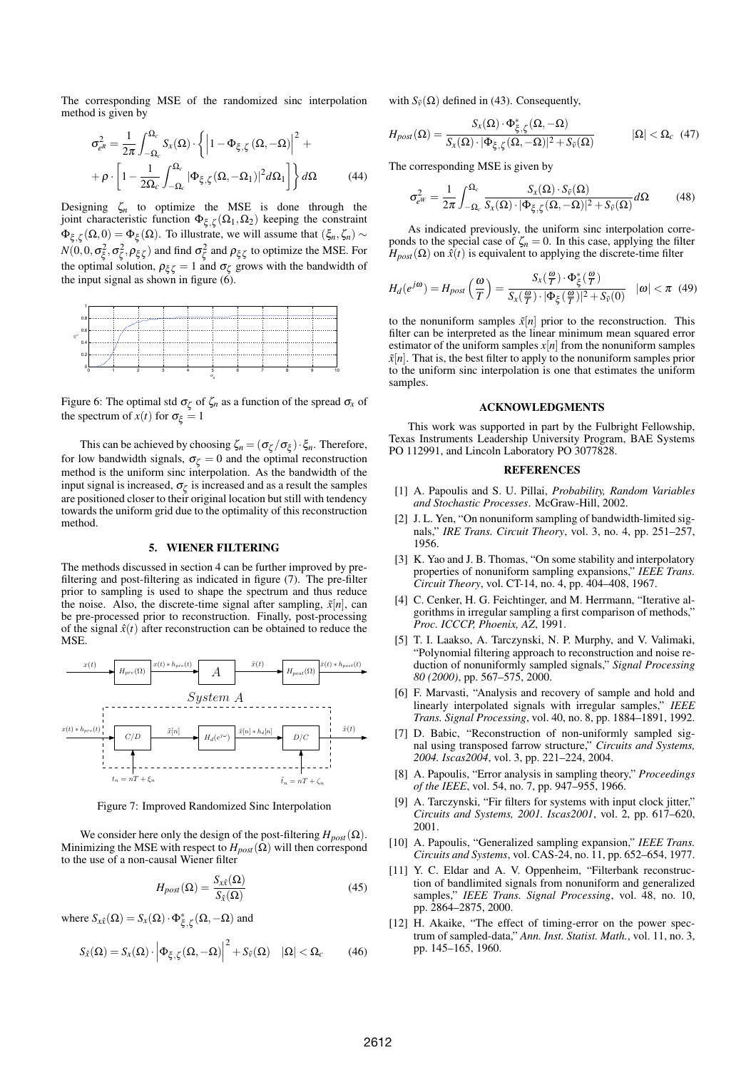The corresponding MSE of the randomized sinc interpolation method is given by

$$\sigma_{e^R}^2 = \frac{1}{2\pi}\int_{-\Omega_c}^{\Omega_c} S_x(\Omega)\cdot\left\{\left|1-\Phi_{\xi,\zeta}(\Omega,-\Omega)\right|^2 + \right.$$
$$\left. + \rho\cdot\left[1-\frac{1}{2\Omega_c}\int_{-\Omega_c}^{\Omega_c}|\Phi_{\xi,\zeta}(\Omega,-\Omega_1)|^2 d\Omega_1\right]\right\}d\Omega \qquad (44)$$

Designing $\zeta_n$ to optimize the MSE is done through the joint characteristic function $\Phi_{\xi,\zeta}(\Omega_1,\Omega_2)$ keeping the constraint $\Phi_{\xi,\zeta}(\Omega,0)=\Phi_{\xi}(\Omega)$. To illustrate, we will assume that $(\xi_n,\zeta_n)\sim N(0,0,\sigma_\xi^2,\sigma_\zeta^2,\rho_{\xi\zeta})$ and find $\sigma_\zeta^2$ and $\rho_{\xi\zeta}$ to optimize the MSE. For the optimal solution, $\rho_{\xi\zeta}=1$ and $\sigma_\zeta$ grows with the bandwidth of the input signal as shown in figure (6).

Figure 6: The optimal std $\sigma_\zeta$ of $\zeta_n$ as a function of the spread $\sigma_x$ of the spectrum of $x(t)$ for $\sigma_\xi=1$

This can be achieved by choosing $\zeta_n=(\sigma_\zeta/\sigma_\xi)\cdot\xi_n$. Therefore, for low bandwidth signals, $\sigma_\zeta=0$ and the optimal reconstruction method is the uniform sinc interpolation. As the bandwidth of the input signal is increased, $\sigma_\zeta$ is increased and as a result the samples are positioned closer to their original location but still with tendency towards the uniform grid due to the optimality of this reconstruction method.

## 5. WIENER FILTERING

The methods discussed in section 4 can be further improved by pre-filtering and post-filtering as indicated in figure (7). The pre-filter prior to sampling is used to shape the spectrum and thus reduce the noise. Also, the discrete-time signal after sampling, $\tilde{x}[n]$, can be pre-processed prior to reconstruction. Finally, post-processing of the signal $\hat{x}(t)$ after reconstruction can be obtained to reduce the MSE.

Figure 7: Improved Randomized Sinc Interpolation

We consider here only the design of the post-filtering $H_{post}(\Omega)$. Minimizing the MSE with respect to $H_{post}(\Omega)$ will then correspond to the use of a non-causal Wiener filter

$$H_{post}(\Omega)=\frac{S_{x\hat{x}}(\Omega)}{S_{\hat{x}}(\Omega)} \qquad (45)$$

where $S_{x\hat{x}}(\Omega)=S_x(\Omega)\cdot\Phi_{\xi,\zeta}^*(\Omega,-\Omega)$ and

$$S_{\hat{x}}(\Omega)=S_x(\Omega)\cdot\left|\Phi_{\xi,\zeta}(\Omega,-\Omega)\right|^2+S_{\tilde{v}}(\Omega) \quad |\Omega|<\Omega_c \qquad (46)$$

with $S_{\tilde{v}}(\Omega)$ defined in (43). Consequently,

$$H_{post}(\Omega)=\frac{S_x(\Omega)\cdot\Phi_{\xi,\zeta}^*(\Omega,-\Omega)}{S_x(\Omega)\cdot|\Phi_{\xi,\zeta}(\Omega,-\Omega)|^2+S_{\tilde{v}}(\Omega)} \qquad |\Omega|<\Omega_c \quad (47)$$

The corresponding MSE is given by

$$\sigma_{e^W}^2=\frac{1}{2\pi}\int_{-\Omega_c}^{\Omega_c}\frac{S_x(\Omega)\cdot S_{\tilde{v}}(\Omega)}{S_x(\Omega)\cdot|\Phi_{\xi,\zeta}(\Omega,-\Omega)|^2+S_{\tilde{v}}(\Omega)}d\Omega \qquad (48)$$

As indicated previously, the uniform sinc interpolation correponds to the special case of $\zeta_n=0$. In this case, applying the filter $H_{post}(\Omega)$ on $\hat{x}(t)$ is equivalent to applying the discrete-time filter

$$H_d(e^{j\omega})=H_{post}\left(\frac{\omega}{T}\right)=\frac{S_x(\frac{\omega}{T})\cdot\Phi_\xi^*(\frac{\omega}{T})}{S_x(\frac{\omega}{T})\cdot|\Phi_\xi(\frac{\omega}{T})|^2+S_{\tilde{v}}(0)} \quad |\omega|<\pi \quad (49)$$

to the nonuniform samples $\tilde{x}[n]$ prior to the reconstruction. This filter can be interpreted as the linear minimum mean squared error estimator of the uniform samples $x[n]$ from the nonuniform samples $\tilde{x}[n]$. That is, the best filter to apply to the nonuniform samples prior to the uniform sinc interpolation is one that estimates the uniform samples.

## ACKNOWLEDGMENTS

This work was supported in part by the Fulbright Fellowship, Texas Instruments Leadership University Program, BAE Systems PO 112991, and Lincoln Laboratory PO 3077828.

## REFERENCES

[1] A. Papoulis and S. U. Pillai, *Probability, Random Variables and Stochastic Processes*. McGraw-Hill, 2002.

[2] J. L. Yen, "On nonuniform sampling of bandwidth-limited signals," *IRE Trans. Circuit Theory*, vol. 3, no. 4, pp. 251–257, 1956.

[3] K. Yao and J. B. Thomas, "On some stability and interpolatory properties of nonuniform sampling expansions," *IEEE Trans. Circuit Theory*, vol. CT-14, no. 4, pp. 404–408, 1967.

[4] C. Cenker, H. G. Feichtinger, and M. Herrmann, "Iterative algorithms in irregular sampling a first comparison of methods," *Proc. ICCCP, Phoenix, AZ*, 1991.

[5] T. I. Laakso, A. Tarczynski, N. P. Murphy, and V. Valimaki, "Polynomial filtering approach to reconstruction and noise reduction of nonuniformly sampled signals," *Signal Processing 80 (2000)*, pp. 567–575, 2000.

[6] F. Marvasti, "Analysis and recovery of sample and hold and linearly interpolated signals with irregular samples," *IEEE Trans. Signal Processing*, vol. 40, no. 8, pp. 1884–1891, 1992.

[7] D. Babic, "Reconstruction of non-uniformly sampled signal using transposed farrow structure," *Circuits and Systems, 2004. Iscas2004*, vol. 3, pp. 221–224, 2004.

[8] A. Papoulis, "Error analysis in sampling theory," *Proceedings of the IEEE*, vol. 54, no. 7, pp. 947–955, 1966.

[9] A. Tarczynski, "Fir filters for systems with input clock jitter," *Circuits and Systems, 2001. Iscas2001*, vol. 2, pp. 617–620, 2001.

[10] A. Papoulis, "Generalized sampling expansion," *IEEE Trans. Circuits and Systems*, vol. CAS-24, no. 11, pp. 652–654, 1977.

[11] Y. C. Eldar and A. V. Oppenheim, "Filterbank reconstruction of bandlimited signals from nonuniform and generalized samples," *IEEE Trans. Signal Processing*, vol. 48, no. 10, pp. 2864–2875, 2000.

[12] H. Akaike, "The effect of timing-error on the power spectrum of sampled-data," *Ann. Inst. Statist. Math.*, vol. 11, no. 3, pp. 145–165, 1960.